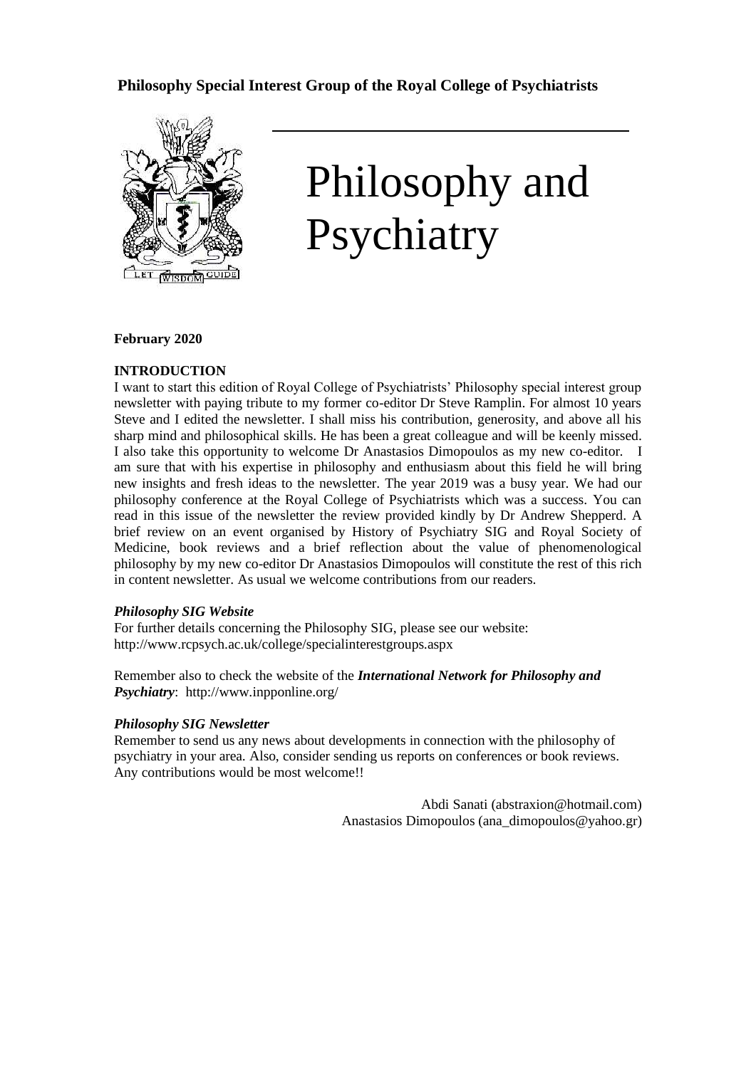**Philosophy Special Interest Group of the Royal College of Psychiatrists**

# Philosophy and Psychiatry

**February 2020**

## INTRODUCTION

I want to start this edition of Royal College of Psychiatrists' Philosophy special interest group newsletter with paying tribute to my former co-editor Dr Steve Ramplin. For almost 10 years Steve and I edited the newsletter. I shall miss his contribution, generosity, and above all his sharp mind and philosophical skills. He has been a great colleague and will be keenly missed. I also take this opportunity to welcome Dr Anastasios Dimopoulos as my new co-editor. I am sure that with his expertise in philosophy and enthusiasm about this field he will bring new insights and fresh ideas to the newsletter. The year 2019 was a busy year. We had our philosophy conference at the Royal College of Psychiatrists which was a success. You can read in this issue of the newsletter the review provided kindly by Dr Andrew Shepperd. A brief review on an event organised by History of Psychiatry SIG and Royal Society of Medicine, book reviews and a brief reflection about the value of phenomenological philosophy by my new co-editor Dr Anastasios Dimopoulos will constitute the rest of this rich in content newsletter. As usual we welcome contributions from our readers.

### *Philosophy SIG Website*

For further details concerning the Philosophy SIG, please see our website: http://www.rcpsych.ac.uk/college/specialinterestgroups.aspx

Remember also to check the website of the ***International Network for Philosophy and Psychiatry***: http://www.inpponline.org/

### *Philosophy SIG Newsletter*

Remember to send us any news about developments in connection with the philosophy of psychiatry in your area. Also, consider sending us reports on conferences or book reviews. Any contributions would be most welcome!!

Abdi Sanati (abstraxion@hotmail.com)
Anastasios Dimopoulos (ana_dimopoulos@yahoo.gr)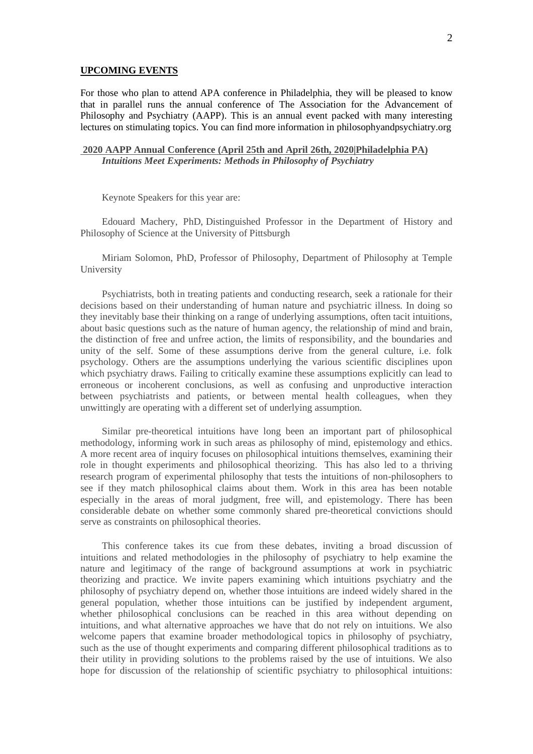## UPCOMING EVENTS

For those who plan to attend APA conference in Philadelphia, they will be pleased to know that in parallel runs the annual conference of The Association for the Advancement of Philosophy and Psychiatry (AAPP). This is an annual event packed with many interesting lectures on stimulating topics. You can find more information in philosophyandpsychiatry.org

**2020 AAPP Annual Conference (April 25th and April 26th, 2020|Philadelphia PA)**
***Intuitions Meet Experiments: Methods in Philosophy of Psychiatry***

Keynote Speakers for this year are:

Edouard Machery, PhD, Distinguished Professor in the Department of History and Philosophy of Science at the University of Pittsburgh

Miriam Solomon, PhD, Professor of Philosophy, Department of Philosophy at Temple University

Psychiatrists, both in treating patients and conducting research, seek a rationale for their decisions based on their understanding of human nature and psychiatric illness. In doing so they inevitably base their thinking on a range of underlying assumptions, often tacit intuitions, about basic questions such as the nature of human agency, the relationship of mind and brain, the distinction of free and unfree action, the limits of responsibility, and the boundaries and unity of the self. Some of these assumptions derive from the general culture, i.e. folk psychology. Others are the assumptions underlying the various scientific disciplines upon which psychiatry draws. Failing to critically examine these assumptions explicitly can lead to erroneous or incoherent conclusions, as well as confusing and unproductive interaction between psychiatrists and patients, or between mental health colleagues, when they unwittingly are operating with a different set of underlying assumption.

Similar pre-theoretical intuitions have long been an important part of philosophical methodology, informing work in such areas as philosophy of mind, epistemology and ethics. A more recent area of inquiry focuses on philosophical intuitions themselves, examining their role in thought experiments and philosophical theorizing. This has also led to a thriving research program of experimental philosophy that tests the intuitions of non-philosophers to see if they match philosophical claims about them. Work in this area has been notable especially in the areas of moral judgment, free will, and epistemology. There has been considerable debate on whether some commonly shared pre-theoretical convictions should serve as constraints on philosophical theories.

This conference takes its cue from these debates, inviting a broad discussion of intuitions and related methodologies in the philosophy of psychiatry to help examine the nature and legitimacy of the range of background assumptions at work in psychiatric theorizing and practice. We invite papers examining which intuitions psychiatry and the philosophy of psychiatry depend on, whether those intuitions are indeed widely shared in the general population, whether those intuitions can be justified by independent argument, whether philosophical conclusions can be reached in this area without depending on intuitions, and what alternative approaches we have that do not rely on intuitions. We also welcome papers that examine broader methodological topics in philosophy of psychiatry, such as the use of thought experiments and comparing different philosophical traditions as to their utility in providing solutions to the problems raised by the use of intuitions. We also hope for discussion of the relationship of scientific psychiatry to philosophical intuitions: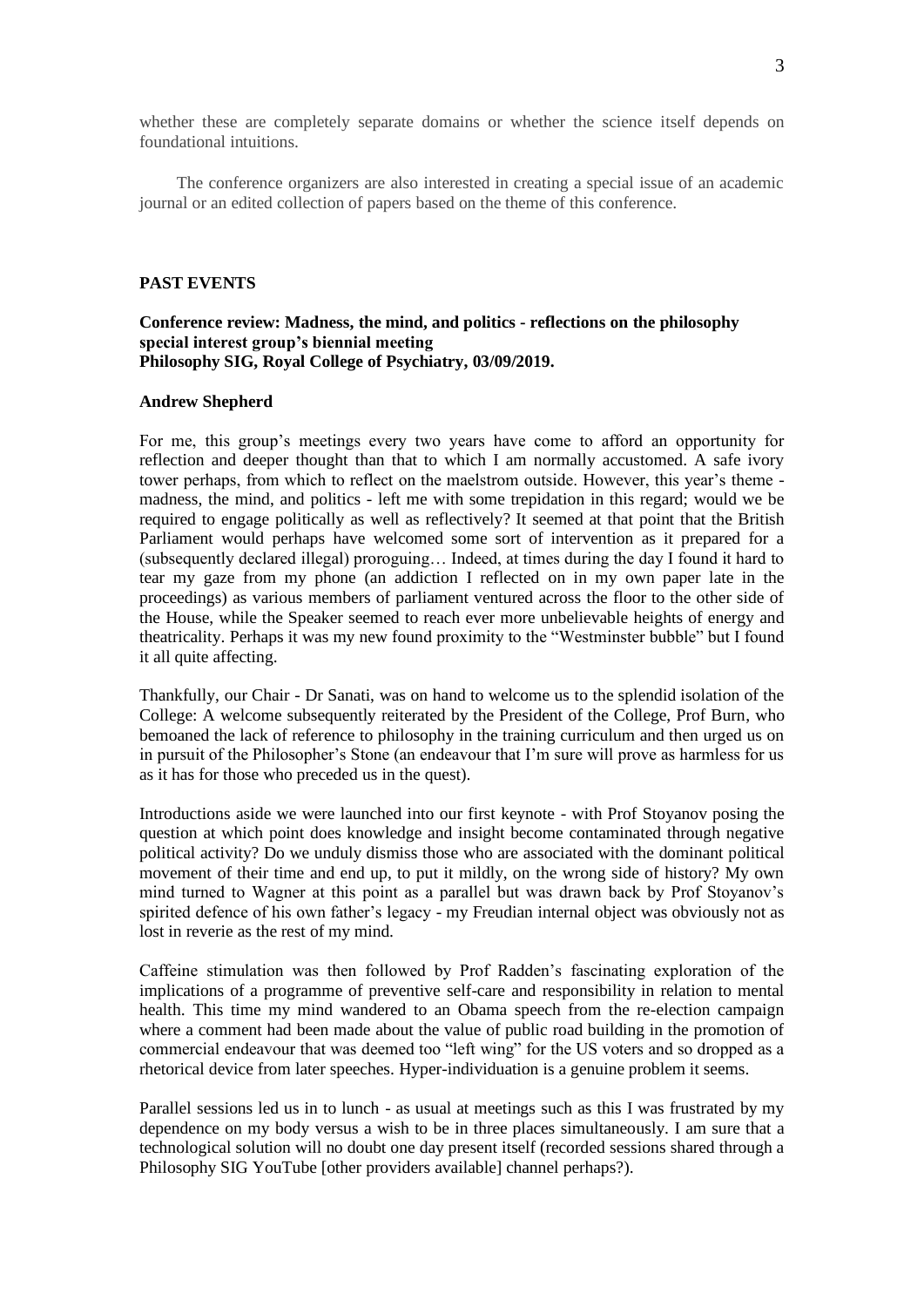whether these are completely separate domains or whether the science itself depends on foundational intuitions.

The conference organizers are also interested in creating a special issue of an academic journal or an edited collection of papers based on the theme of this conference.

## PAST EVENTS

### Conference review: Madness, the mind, and politics - reflections on the philosophy special interest group's biennial meeting
**Philosophy SIG, Royal College of Psychiatry, 03/09/2019.**

**Andrew Shepherd**

For me, this group's meetings every two years have come to afford an opportunity for reflection and deeper thought than that to which I am normally accustomed. A safe ivory tower perhaps, from which to reflect on the maelstrom outside. However, this year's theme - madness, the mind, and politics - left me with some trepidation in this regard; would we be required to engage politically as well as reflectively? It seemed at that point that the British Parliament would perhaps have welcomed some sort of intervention as it prepared for a (subsequently declared illegal) proroguing… Indeed, at times during the day I found it hard to tear my gaze from my phone (an addiction I reflected on in my own paper late in the proceedings) as various members of parliament ventured across the floor to the other side of the House, while the Speaker seemed to reach ever more unbelievable heights of energy and theatricality. Perhaps it was my new found proximity to the "Westminster bubble" but I found it all quite affecting.

Thankfully, our Chair - Dr Sanati, was on hand to welcome us to the splendid isolation of the College: A welcome subsequently reiterated by the President of the College, Prof Burn, who bemoaned the lack of reference to philosophy in the training curriculum and then urged us on in pursuit of the Philosopher's Stone (an endeavour that I'm sure will prove as harmless for us as it has for those who preceded us in the quest).

Introductions aside we were launched into our first keynote - with Prof Stoyanov posing the question at which point does knowledge and insight become contaminated through negative political activity? Do we unduly dismiss those who are associated with the dominant political movement of their time and end up, to put it mildly, on the wrong side of history? My own mind turned to Wagner at this point as a parallel but was drawn back by Prof Stoyanov's spirited defence of his own father's legacy - my Freudian internal object was obviously not as lost in reverie as the rest of my mind.

Caffeine stimulation was then followed by Prof Radden's fascinating exploration of the implications of a programme of preventive self-care and responsibility in relation to mental health. This time my mind wandered to an Obama speech from the re-election campaign where a comment had been made about the value of public road building in the promotion of commercial endeavour that was deemed too "left wing" for the US voters and so dropped as a rhetorical device from later speeches. Hyper-individuation is a genuine problem it seems.

Parallel sessions led us in to lunch - as usual at meetings such as this I was frustrated by my dependence on my body versus a wish to be in three places simultaneously. I am sure that a technological solution will no doubt one day present itself (recorded sessions shared through a Philosophy SIG YouTube [other providers available] channel perhaps?).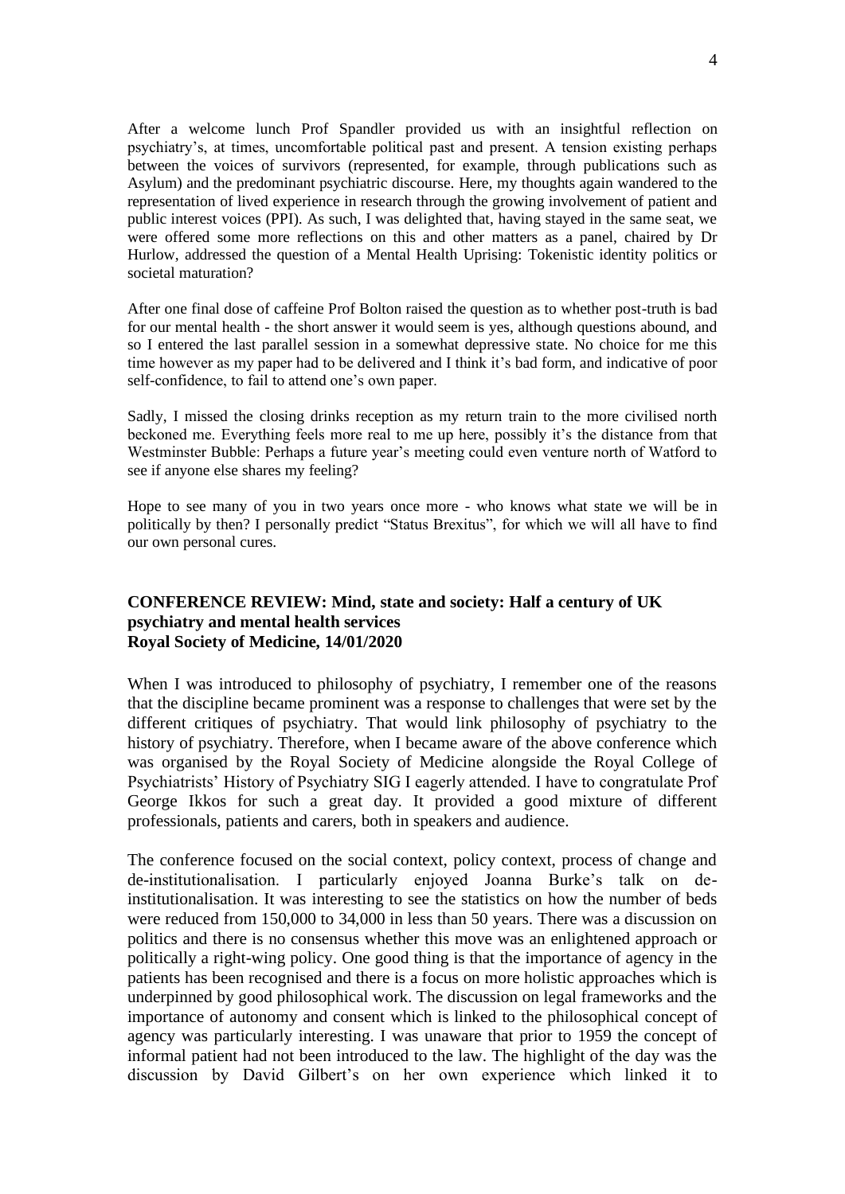After a welcome lunch Prof Spandler provided us with an insightful reflection on psychiatry's, at times, uncomfortable political past and present. A tension existing perhaps between the voices of survivors (represented, for example, through publications such as Asylum) and the predominant psychiatric discourse. Here, my thoughts again wandered to the representation of lived experience in research through the growing involvement of patient and public interest voices (PPI). As such, I was delighted that, having stayed in the same seat, we were offered some more reflections on this and other matters as a panel, chaired by Dr Hurlow, addressed the question of a Mental Health Uprising: Tokenistic identity politics or societal maturation?

After one final dose of caffeine Prof Bolton raised the question as to whether post-truth is bad for our mental health - the short answer it would seem is yes, although questions abound, and so I entered the last parallel session in a somewhat depressive state. No choice for me this time however as my paper had to be delivered and I think it's bad form, and indicative of poor self-confidence, to fail to attend one's own paper.

Sadly, I missed the closing drinks reception as my return train to the more civilised north beckoned me. Everything feels more real to me up here, possibly it's the distance from that Westminster Bubble: Perhaps a future year's meeting could even venture north of Watford to see if anyone else shares my feeling?

Hope to see many of you in two years once more - who knows what state we will be in politically by then? I personally predict "Status Brexitus", for which we will all have to find our own personal cures.

## CONFERENCE REVIEW: Mind, state and society: Half a century of UK psychiatry and mental health services
**Royal Society of Medicine, 14/01/2020**

When I was introduced to philosophy of psychiatry, I remember one of the reasons that the discipline became prominent was a response to challenges that were set by the different critiques of psychiatry. That would link philosophy of psychiatry to the history of psychiatry. Therefore, when I became aware of the above conference which was organised by the Royal Society of Medicine alongside the Royal College of Psychiatrists' History of Psychiatry SIG I eagerly attended. I have to congratulate Prof George Ikkos for such a great day. It provided a good mixture of different professionals, patients and carers, both in speakers and audience.

The conference focused on the social context, policy context, process of change and de-institutionalisation. I particularly enjoyed Joanna Burke's talk on de-institutionalisation. It was interesting to see the statistics on how the number of beds were reduced from 150,000 to 34,000 in less than 50 years. There was a discussion on politics and there is no consensus whether this move was an enlightened approach or politically a right-wing policy. One good thing is that the importance of agency in the patients has been recognised and there is a focus on more holistic approaches which is underpinned by good philosophical work. The discussion on legal frameworks and the importance of autonomy and consent which is linked to the philosophical concept of agency was particularly interesting. I was unaware that prior to 1959 the concept of informal patient had not been introduced to the law. The highlight of the day was the discussion by David Gilbert's on her own experience which linked it to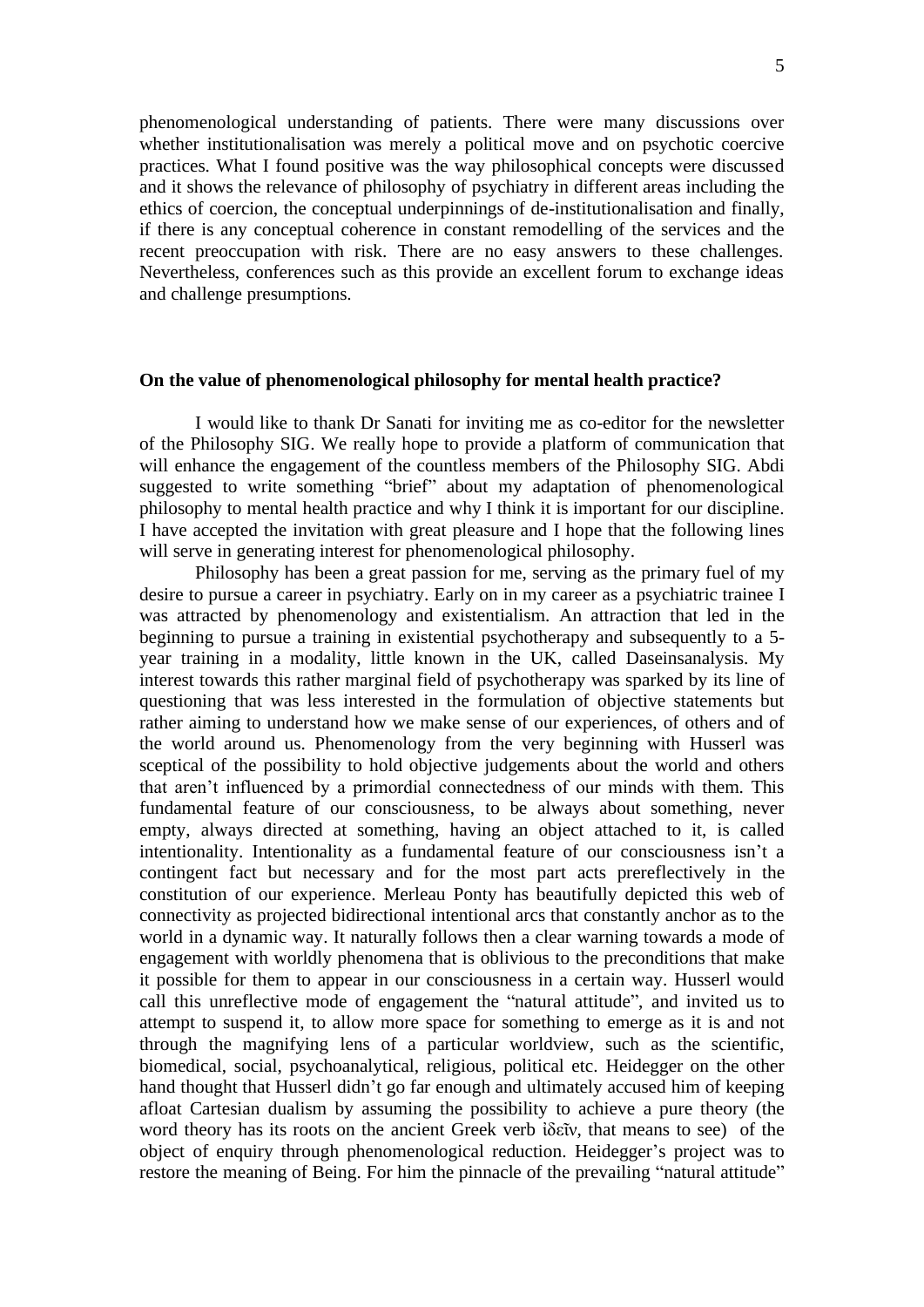phenomenological understanding of patients. There were many discussions over whether institutionalisation was merely a political move and on psychotic coercive practices. What I found positive was the way philosophical concepts were discussed and it shows the relevance of philosophy of psychiatry in different areas including the ethics of coercion, the conceptual underpinnings of de-institutionalisation and finally, if there is any conceptual coherence in constant remodelling of the services and the recent preoccupation with risk. There are no easy answers to these challenges. Nevertheless, conferences such as this provide an excellent forum to exchange ideas and challenge presumptions.

**On the value of phenomenological philosophy for mental health practice?**

I would like to thank Dr Sanati for inviting me as co-editor for the newsletter of the Philosophy SIG. We really hope to provide a platform of communication that will enhance the engagement of the countless members of the Philosophy SIG. Abdi suggested to write something "brief" about my adaptation of phenomenological philosophy to mental health practice and why I think it is important for our discipline. I have accepted the invitation with great pleasure and I hope that the following lines will serve in generating interest for phenomenological philosophy.

Philosophy has been a great passion for me, serving as the primary fuel of my desire to pursue a career in psychiatry. Early on in my career as a psychiatric trainee I was attracted by phenomenology and existentialism. An attraction that led in the beginning to pursue a training in existential psychotherapy and subsequently to a 5-year training in a modality, little known in the UK, called Daseinsanalysis. My interest towards this rather marginal field of psychotherapy was sparked by its line of questioning that was less interested in the formulation of objective statements but rather aiming to understand how we make sense of our experiences, of others and of the world around us. Phenomenology from the very beginning with Husserl was sceptical of the possibility to hold objective judgements about the world and others that aren't influenced by a primordial connectedness of our minds with them. This fundamental feature of our consciousness, to be always about something, never empty, always directed at something, having an object attached to it, is called intentionality. Intentionality as a fundamental feature of our consciousness isn't a contingent fact but necessary and for the most part acts prereflectively in the constitution of our experience. Merleau Ponty has beautifully depicted this web of connectivity as projected bidirectional intentional arcs that constantly anchor as to the world in a dynamic way. It naturally follows then a clear warning towards a mode of engagement with worldly phenomena that is oblivious to the preconditions that make it possible for them to appear in our consciousness in a certain way. Husserl would call this unreflective mode of engagement the "natural attitude", and invited us to attempt to suspend it, to allow more space for something to emerge as it is and not through the magnifying lens of a particular worldview, such as the scientific, biomedical, social, psychoanalytical, religious, political etc. Heidegger on the other hand thought that Husserl didn't go far enough and ultimately accused him of keeping afloat Cartesian dualism by assuming the possibility to achieve a pure theory (the word theory has its roots on the ancient Greek verb ἰδεῖν, that means to see) of the object of enquiry through phenomenological reduction. Heidegger's project was to restore the meaning of Being. For him the pinnacle of the prevailing "natural attitude"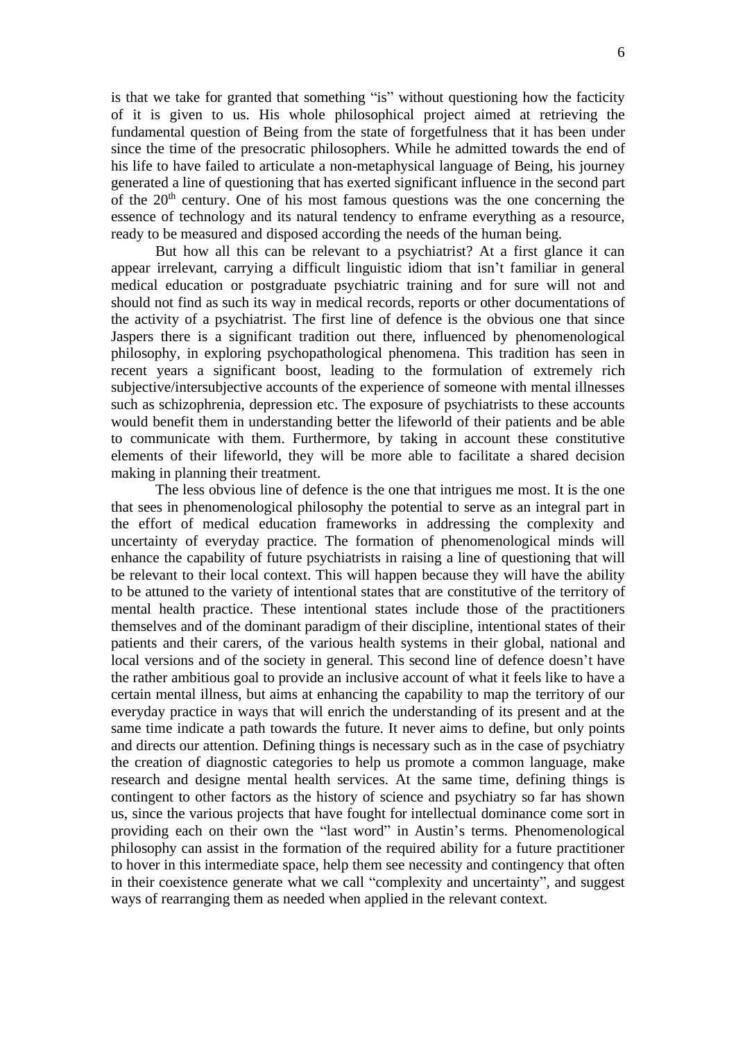is that we take for granted that something "is" without questioning how the facticity of it is given to us. His whole philosophical project aimed at retrieving the fundamental question of Being from the state of forgetfulness that it has been under since the time of the presocratic philosophers. While he admitted towards the end of his life to have failed to articulate a non-metaphysical language of Being, his journey generated a line of questioning that has exerted significant influence in the second part of the 20th century. One of his most famous questions was the one concerning the essence of technology and its natural tendency to enframe everything as a resource, ready to be measured and disposed according the needs of the human being.

But how all this can be relevant to a psychiatrist? At a first glance it can appear irrelevant, carrying a difficult linguistic idiom that isn't familiar in general medical education or postgraduate psychiatric training and for sure will not and should not find as such its way in medical records, reports or other documentations of the activity of a psychiatrist. The first line of defence is the obvious one that since Jaspers there is a significant tradition out there, influenced by phenomenological philosophy, in exploring psychopathological phenomena. This tradition has seen in recent years a significant boost, leading to the formulation of extremely rich subjective/intersubjective accounts of the experience of someone with mental illnesses such as schizophrenia, depression etc. The exposure of psychiatrists to these accounts would benefit them in understanding better the lifeworld of their patients and be able to communicate with them. Furthermore, by taking in account these constitutive elements of their lifeworld, they will be more able to facilitate a shared decision making in planning their treatment.

The less obvious line of defence is the one that intrigues me most. It is the one that sees in phenomenological philosophy the potential to serve as an integral part in the effort of medical education frameworks in addressing the complexity and uncertainty of everyday practice. The formation of phenomenological minds will enhance the capability of future psychiatrists in raising a line of questioning that will be relevant to their local context. This will happen because they will have the ability to be attuned to the variety of intentional states that are constitutive of the territory of mental health practice. These intentional states include those of the practitioners themselves and of the dominant paradigm of their discipline, intentional states of their patients and their carers, of the various health systems in their global, national and local versions and of the society in general. This second line of defence doesn't have the rather ambitious goal to provide an inclusive account of what it feels like to have a certain mental illness, but aims at enhancing the capability to map the territory of our everyday practice in ways that will enrich the understanding of its present and at the same time indicate a path towards the future. It never aims to define, but only points and directs our attention. Defining things is necessary such as in the case of psychiatry the creation of diagnostic categories to help us promote a common language, make research and designe mental health services. At the same time, defining things is contingent to other factors as the history of science and psychiatry so far has shown us, since the various projects that have fought for intellectual dominance come sort in providing each on their own the "last word" in Austin's terms. Phenomenological philosophy can assist in the formation of the required ability for a future practitioner to hover in this intermediate space, help them see necessity and contingency that often in their coexistence generate what we call "complexity and uncertainty", and suggest ways of rearranging them as needed when applied in the relevant context.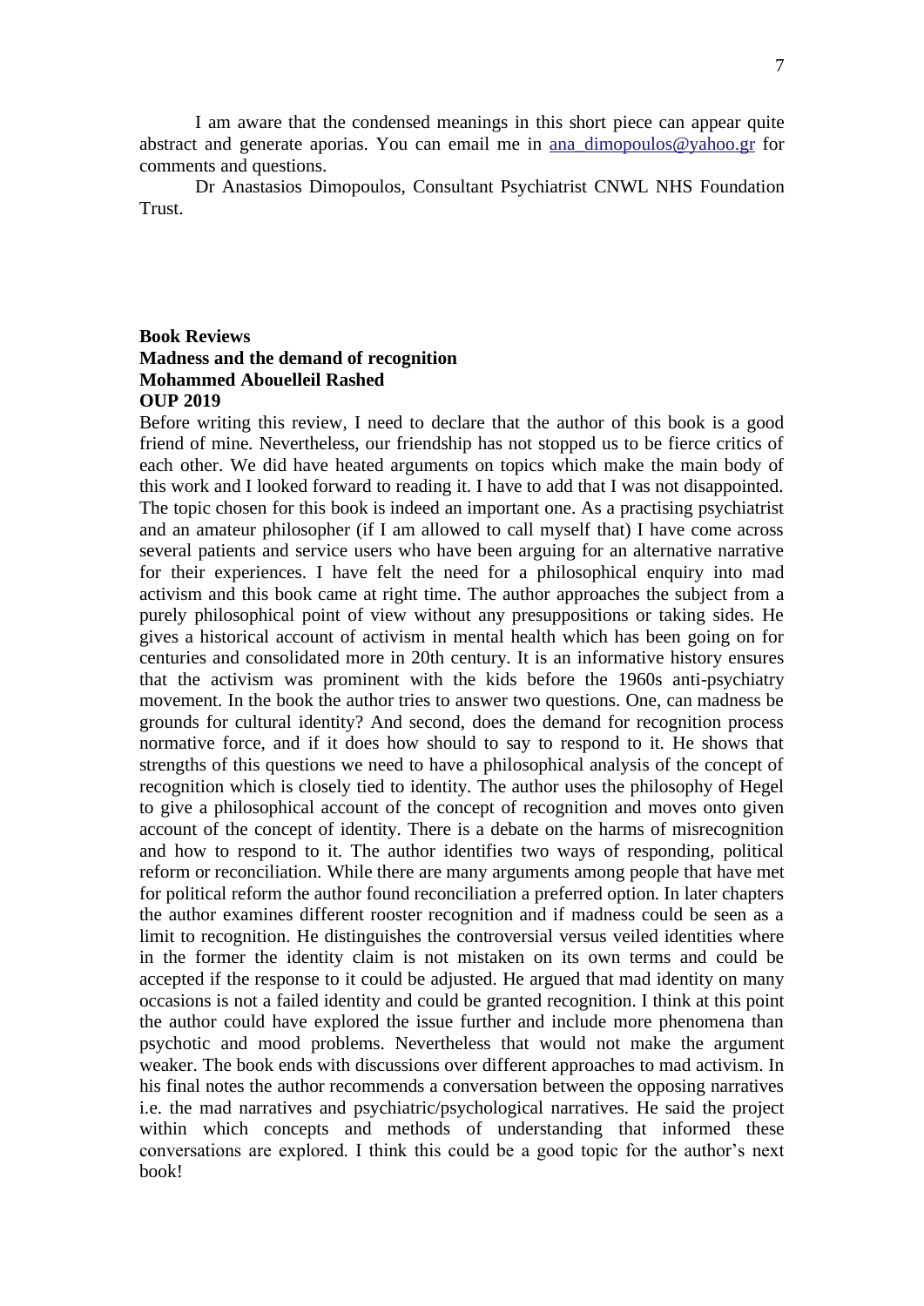I am aware that the condensed meanings in this short piece can appear quite abstract and generate aporias. You can email me in [ana_dimopoulos@yahoo.gr](mailto:ana_dimopoulos@yahoo.gr) for comments and questions.

Dr Anastasios Dimopoulos, Consultant Psychiatrist CNWL NHS Foundation Trust.

**Book Reviews**
**Madness and the demand of recognition**
**Mohammed Abouelleil Rashed**
**OUP 2019**

Before writing this review, I need to declare that the author of this book is a good friend of mine. Nevertheless, our friendship has not stopped us to be fierce critics of each other. We did have heated arguments on topics which make the main body of this work and I looked forward to reading it. I have to add that I was not disappointed. The topic chosen for this book is indeed an important one. As a practising psychiatrist and an amateur philosopher (if I am allowed to call myself that) I have come across several patients and service users who have been arguing for an alternative narrative for their experiences. I have felt the need for a philosophical enquiry into mad activism and this book came at right time. The author approaches the subject from a purely philosophical point of view without any presuppositions or taking sides. He gives a historical account of activism in mental health which has been going on for centuries and consolidated more in 20th century. It is an informative history ensures that the activism was prominent with the kids before the 1960s anti-psychiatry movement. In the book the author tries to answer two questions. One, can madness be grounds for cultural identity? And second, does the demand for recognition process normative force, and if it does how should to say to respond to it. He shows that strengths of this questions we need to have a philosophical analysis of the concept of recognition which is closely tied to identity. The author uses the philosophy of Hegel to give a philosophical account of the concept of recognition and moves onto given account of the concept of identity. There is a debate on the harms of misrecognition and how to respond to it. The author identifies two ways of responding, political reform or reconciliation. While there are many arguments among people that have met for political reform the author found reconciliation a preferred option. In later chapters the author examines different rooster recognition and if madness could be seen as a limit to recognition. He distinguishes the controversial versus veiled identities where in the former the identity claim is not mistaken on its own terms and could be accepted if the response to it could be adjusted. He argued that mad identity on many occasions is not a failed identity and could be granted recognition. I think at this point the author could have explored the issue further and include more phenomena than psychotic and mood problems. Nevertheless that would not make the argument weaker. The book ends with discussions over different approaches to mad activism. In his final notes the author recommends a conversation between the opposing narratives i.e. the mad narratives and psychiatric/psychological narratives. He said the project within which concepts and methods of understanding that informed these conversations are explored. I think this could be a good topic for the author's next book!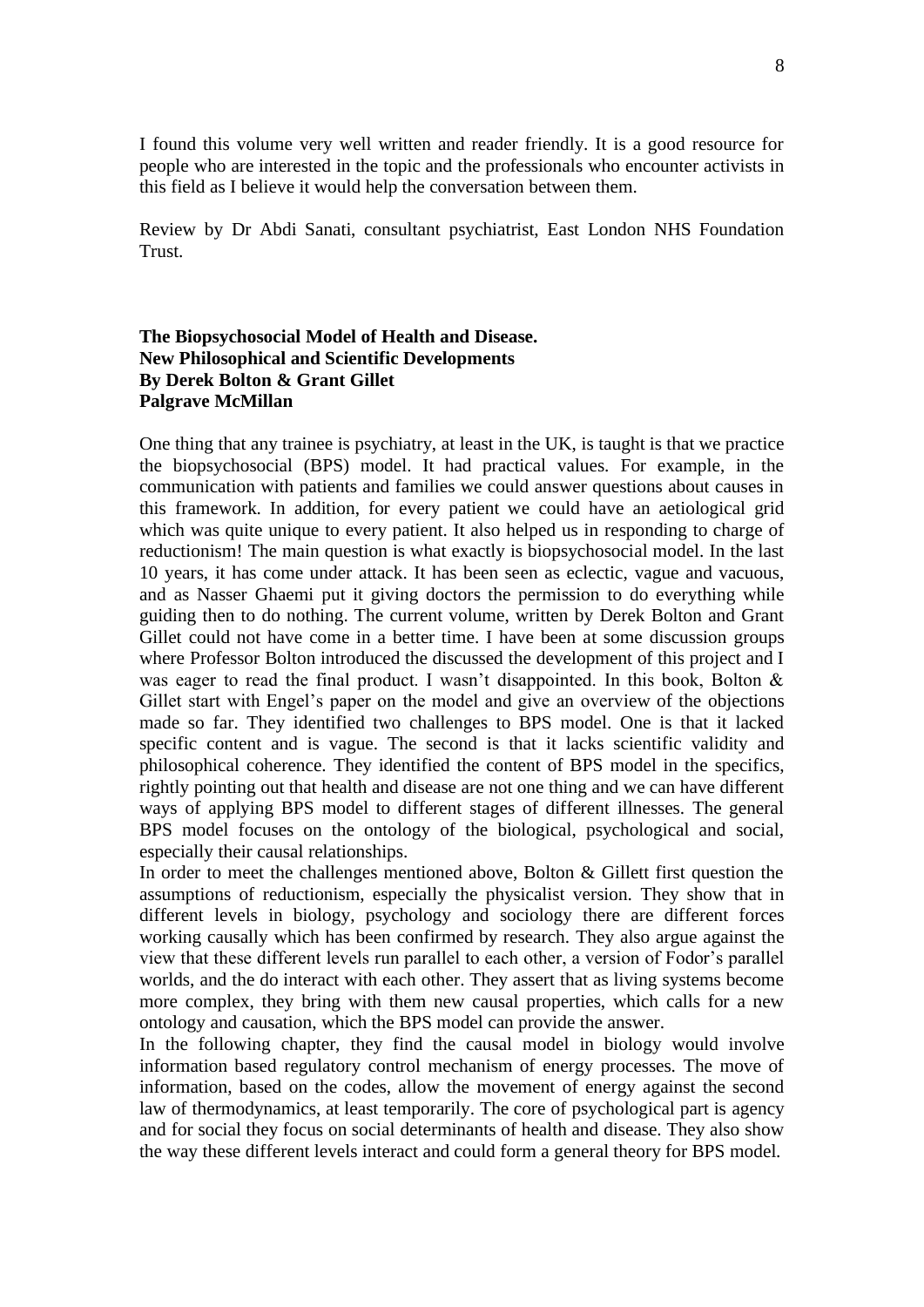I found this volume very well written and reader friendly. It is a good resource for people who are interested in the topic and the professionals who encounter activists in this field as I believe it would help the conversation between them.

Review by Dr Abdi Sanati, consultant psychiatrist, East London NHS Foundation Trust.

**The Biopsychosocial Model of Health and Disease.**
**New Philosophical and Scientific Developments**
**By Derek Bolton & Grant Gillet**
**Palgrave McMillan**

One thing that any trainee is psychiatry, at least in the UK, is taught is that we practice the biopsychosocial (BPS) model. It had practical values. For example, in the communication with patients and families we could answer questions about causes in this framework. In addition, for every patient we could have an aetiological grid which was quite unique to every patient. It also helped us in responding to charge of reductionism! The main question is what exactly is biopsychosocial model. In the last 10 years, it has come under attack. It has been seen as eclectic, vague and vacuous, and as Nasser Ghaemi put it giving doctors the permission to do everything while guiding then to do nothing. The current volume, written by Derek Bolton and Grant Gillet could not have come in a better time. I have been at some discussion groups where Professor Bolton introduced the discussed the development of this project and I was eager to read the final product. I wasn't disappointed. In this book, Bolton & Gillet start with Engel's paper on the model and give an overview of the objections made so far. They identified two challenges to BPS model. One is that it lacked specific content and is vague. The second is that it lacks scientific validity and philosophical coherence. They identified the content of BPS model in the specifics, rightly pointing out that health and disease are not one thing and we can have different ways of applying BPS model to different stages of different illnesses. The general BPS model focuses on the ontology of the biological, psychological and social, especially their causal relationships.

In order to meet the challenges mentioned above, Bolton & Gillett first question the assumptions of reductionism, especially the physicalist version. They show that in different levels in biology, psychology and sociology there are different forces working causally which has been confirmed by research. They also argue against the view that these different levels run parallel to each other, a version of Fodor's parallel worlds, and the do interact with each other. They assert that as living systems become more complex, they bring with them new causal properties, which calls for a new ontology and causation, which the BPS model can provide the answer.

In the following chapter, they find the causal model in biology would involve information based regulatory control mechanism of energy processes. The move of information, based on the codes, allow the movement of energy against the second law of thermodynamics, at least temporarily. The core of psychological part is agency and for social they focus on social determinants of health and disease. They also show the way these different levels interact and could form a general theory for BPS model.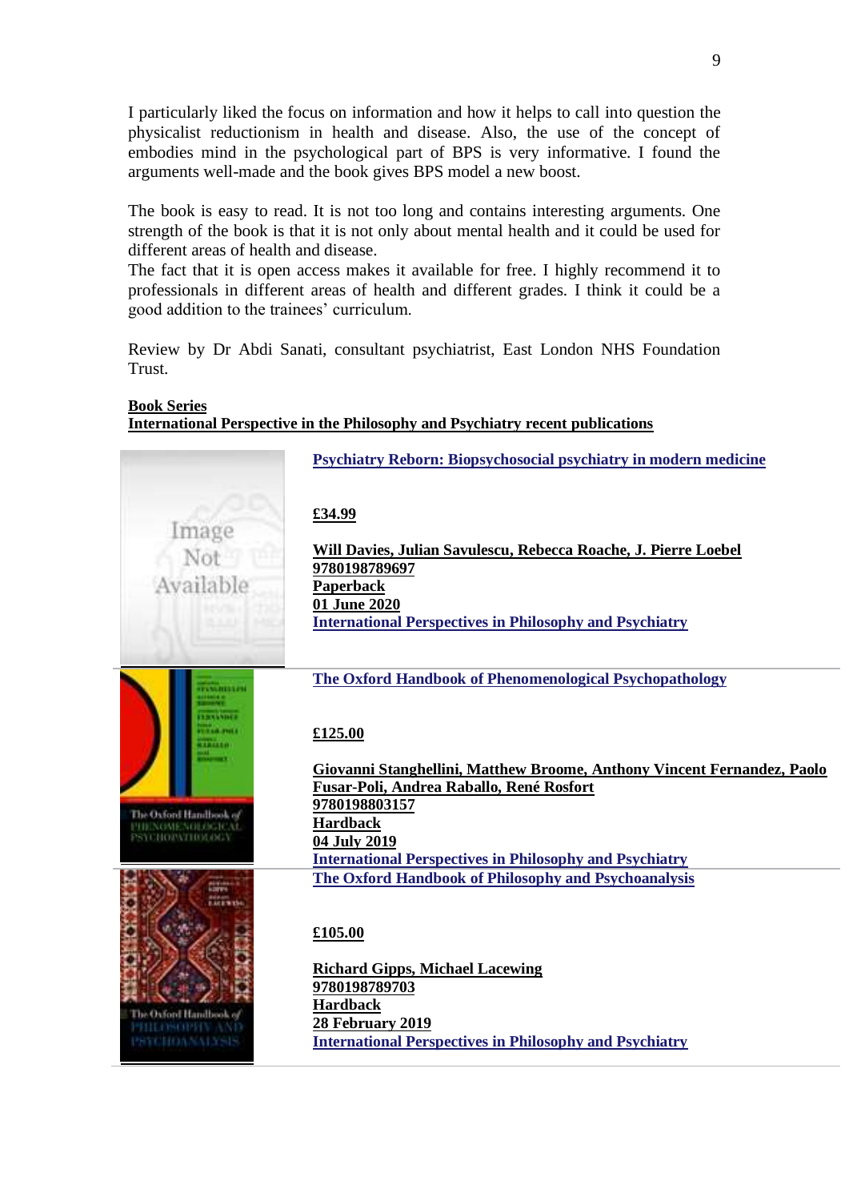I particularly liked the focus on information and how it helps to call into question the physicalist reductionism in health and disease. Also, the use of the concept of embodies mind in the psychological part of BPS is very informative. I found the arguments well-made and the book gives BPS model a new boost.

The book is easy to read. It is not too long and contains interesting arguments. One strength of the book is that it is not only about mental health and it could be used for different areas of health and disease.
The fact that it is open access makes it available for free. I highly recommend it to professionals in different areas of health and different grades. I think it could be a good addition to the trainees' curriculum.

Review by Dr Abdi Sanati, consultant psychiatrist, East London NHS Foundation Trust.

**Book Series**
**International Perspective in the Philosophy and Psychiatry recent publications**

**Psychiatry Reborn: Biopsychosocial psychiatry in modern medicine**

**£34.99**

**Will Davies, Julian Savulescu, Rebecca Roache, J. Pierre Loebel**
**9780198789697**
**Paperback**
**01 June 2020**
**International Perspectives in Philosophy and Psychiatry**

**The Oxford Handbook of Phenomenological Psychopathology**

**£125.00**

**Giovanni Stanghellini, Matthew Broome, Anthony Vincent Fernandez, Paolo Fusar-Poli, Andrea Raballo, René Rosfort**
**9780198803157**
**Hardback**
**04 July 2019**
**International Perspectives in Philosophy and Psychiatry**

**The Oxford Handbook of Philosophy and Psychoanalysis**

**£105.00**

**Richard Gipps, Michael Lacewing**
**9780198789703**
**Hardback**
**28 February 2019**
**International Perspectives in Philosophy and Psychiatry**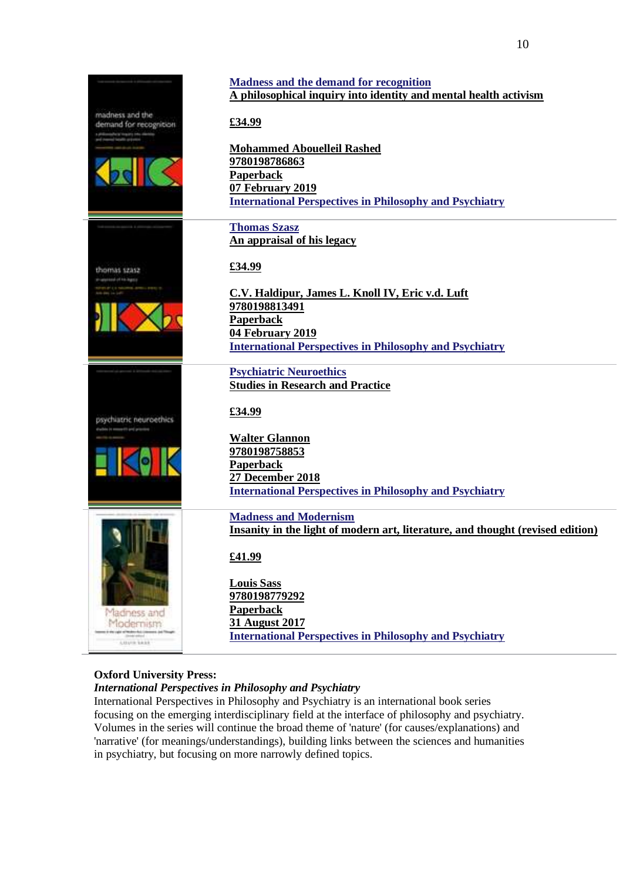**Madness and the demand for recognition**
**A philosophical inquiry into identity and mental health activism**

**£34.99**

**Mohammed Abouelleil Rashed**
**9780198786863**
**Paperback**
**07 February 2019**
**International Perspectives in Philosophy and Psychiatry**

---

**Thomas Szasz**
**An appraisal of his legacy**

**£34.99**

**C.V. Haldipur, James L. Knoll IV, Eric v.d. Luft**
**9780198813491**
**Paperback**
**04 February 2019**
**International Perspectives in Philosophy and Psychiatry**

---

**Psychiatric Neuroethics**
**Studies in Research and Practice**

**£34.99**

**Walter Glannon**
**9780198758853**
**Paperback**
**27 December 2018**
**International Perspectives in Philosophy and Psychiatry**

---

**Madness and Modernism**
**Insanity in the light of modern art, literature, and thought (revised edition)**

**£41.99**

**Louis Sass**
**9780198779292**
**Paperback**
**31 August 2017**
**International Perspectives in Philosophy and Psychiatry**

---

**Oxford University Press:**
***International Perspectives in Philosophy and Psychiatry***
International Perspectives in Philosophy and Psychiatry is an international book series focusing on the emerging interdisciplinary field at the interface of philosophy and psychiatry. Volumes in the series will continue the broad theme of 'nature' (for causes/explanations) and 'narrative' (for meanings/understandings), building links between the sciences and humanities in psychiatry, but focusing on more narrowly defined topics.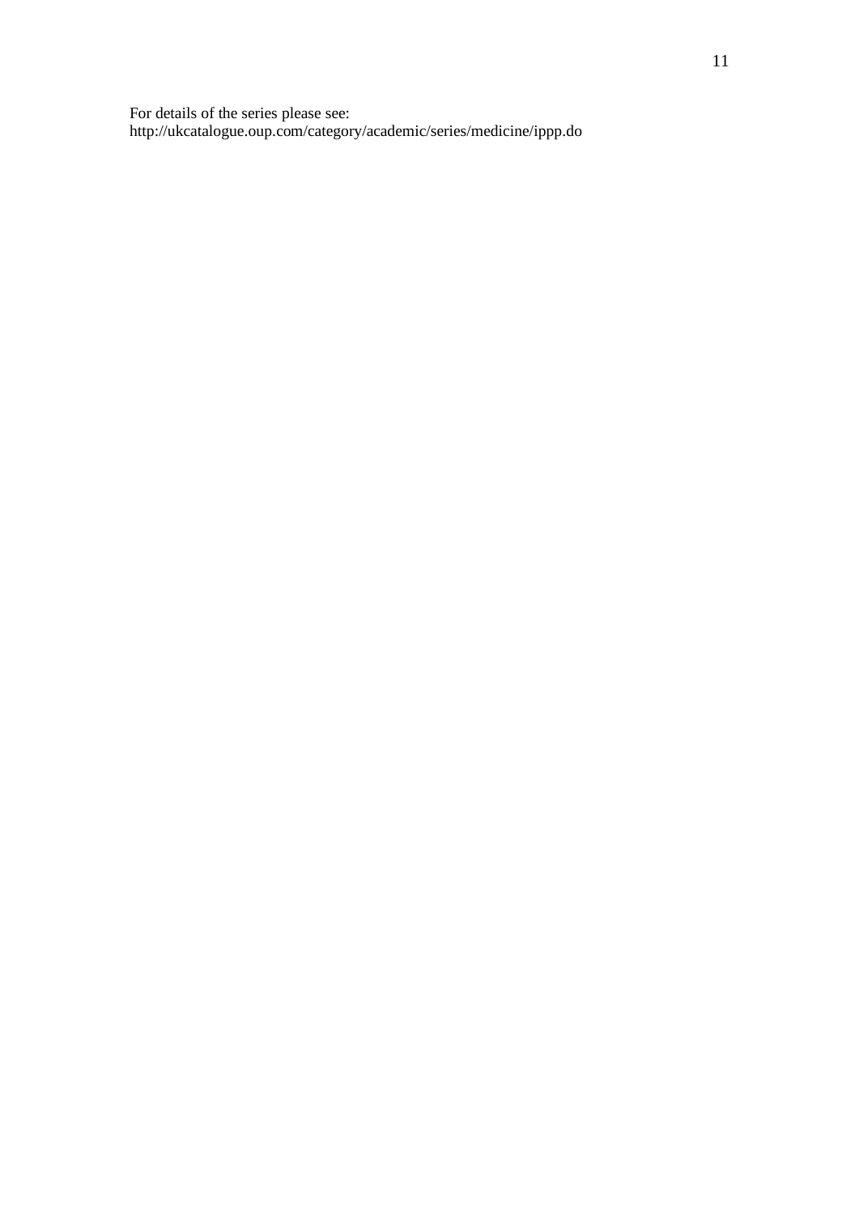For details of the series please see:
http://ukcatalogue.oup.com/category/academic/series/medicine/ippp.do